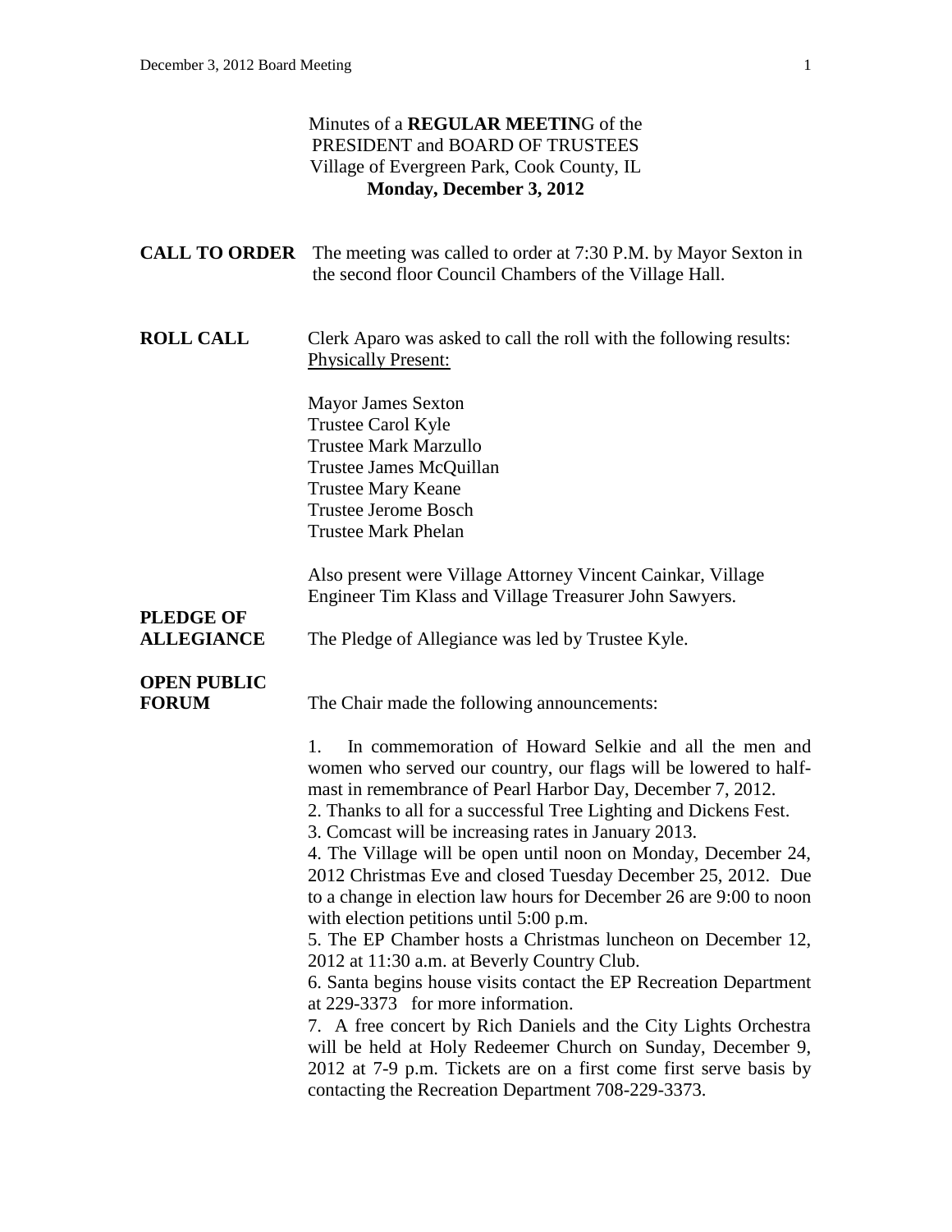Minutes of a **REGULAR MEETIN**G of the
PRESIDENT and BOARD OF TRUSTEES
Village of Evergreen Park, Cook County, IL
**Monday, December 3, 2012**

**CALL TO ORDER** The meeting was called to order at 7:30 P.M. by Mayor Sexton in the second floor Council Chambers of the Village Hall.

**ROLL CALL** Clerk Aparo was asked to call the roll with the following results:
Physically Present:

Mayor James Sexton
Trustee Carol Kyle
Trustee Mark Marzullo
Trustee James McQuillan
Trustee Mary Keane
Trustee Jerome Bosch
Trustee Mark Phelan

Also present were Village Attorney Vincent Cainkar, Village Engineer Tim Klass and Village Treasurer John Sawyers.

**PLEDGE OF ALLEGIANCE** The Pledge of Allegiance was led by Trustee Kyle.

**OPEN PUBLIC FORUM** The Chair made the following announcements:

1. In commemoration of Howard Selkie and all the men and women who served our country, our flags will be lowered to half-mast in remembrance of Pearl Harbor Day, December 7, 2012.
2. Thanks to all for a successful Tree Lighting and Dickens Fest.
3. Comcast will be increasing rates in January 2013.
4. The Village will be open until noon on Monday, December 24, 2012 Christmas Eve and closed Tuesday December 25, 2012. Due to a change in election law hours for December 26 are 9:00 to noon with election petitions until 5:00 p.m.
5. The EP Chamber hosts a Christmas luncheon on December 12, 2012 at 11:30 a.m. at Beverly Country Club.
6. Santa begins house visits contact the EP Recreation Department at 229-3373 for more information.
7. A free concert by Rich Daniels and the City Lights Orchestra will be held at Holy Redeemer Church on Sunday, December 9, 2012 at 7-9 p.m. Tickets are on a first come first serve basis by contacting the Recreation Department 708-229-3373.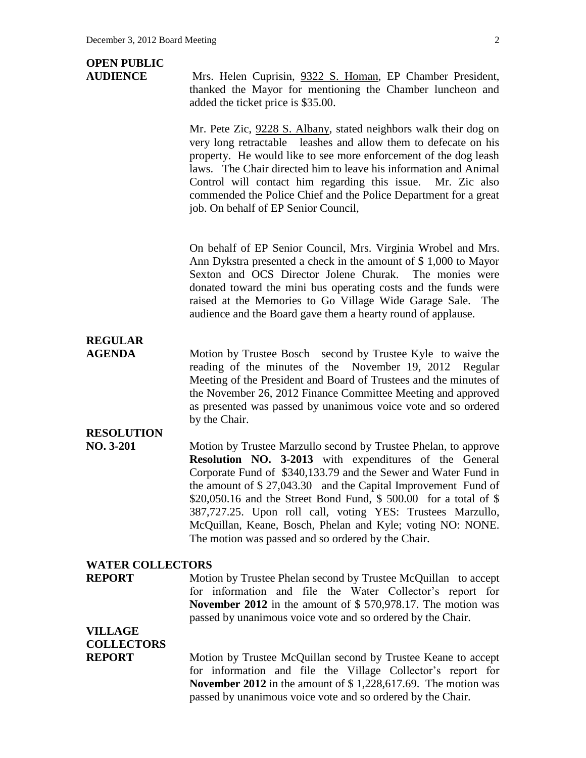**OPEN PUBLIC AUDIENCE**

Mrs. Helen Cuprisin, 9322 S. Homan, EP Chamber President, thanked the Mayor for mentioning the Chamber luncheon and added the ticket price is $35.00.

Mr. Pete Zic, 9228 S. Albany, stated neighbors walk their dog on very long retractable leashes and allow them to defecate on his property. He would like to see more enforcement of the dog leash laws. The Chair directed him to leave his information and Animal Control will contact him regarding this issue. Mr. Zic also commended the Police Chief and the Police Department for a great job. On behalf of EP Senior Council,

On behalf of EP Senior Council, Mrs. Virginia Wrobel and Mrs. Ann Dykstra presented a check in the amount of $ 1,000 to Mayor Sexton and OCS Director Jolene Churak. The monies were donated toward the mini bus operating costs and the funds were raised at the Memories to Go Village Wide Garage Sale. The audience and the Board gave them a hearty round of applause.

**REGULAR AGENDA**

Motion by Trustee Bosch second by Trustee Kyle to waive the reading of the minutes of the November 19, 2012 Regular Meeting of the President and Board of Trustees and the minutes of the November 26, 2012 Finance Committee Meeting and approved as presented was passed by unanimous voice vote and so ordered by the Chair.

**RESOLUTION NO. 3-201**

Motion by Trustee Marzullo second by Trustee Phelan, to approve **Resolution NO. 3-2013** with expenditures of the General Corporate Fund of $340,133.79 and the Sewer and Water Fund in the amount of $ 27,043.30 and the Capital Improvement Fund of $20,050.16 and the Street Bond Fund, $ 500.00 for a total of $ 387,727.25. Upon roll call, voting YES: Trustees Marzullo, McQuillan, Keane, Bosch, Phelan and Kyle; voting NO: NONE. The motion was passed and so ordered by the Chair.

**WATER COLLECTORS REPORT**

Motion by Trustee Phelan second by Trustee McQuillan to accept for information and file the Water Collector's report for **November 2012** in the amount of $ 570,978.17. The motion was passed by unanimous voice vote and so ordered by the Chair.

**VILLAGE COLLECTORS REPORT**

Motion by Trustee McQuillan second by Trustee Keane to accept for information and file the Village Collector's report for **November 2012** in the amount of $ 1,228,617.69. The motion was passed by unanimous voice vote and so ordered by the Chair.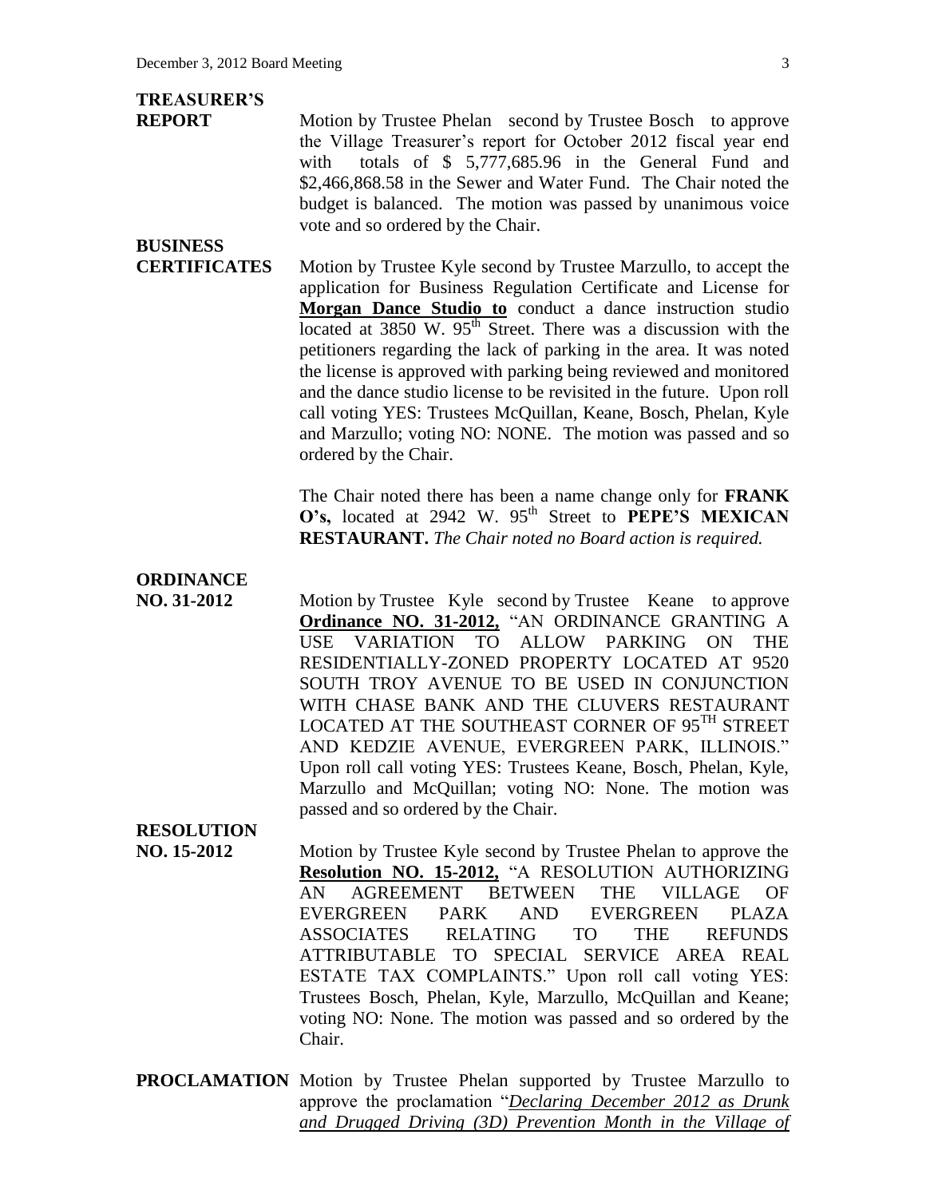**TREASURER'S REPORT**

Motion by Trustee Phelan second by Trustee Bosch to approve the Village Treasurer's report for October 2012 fiscal year end with totals of $ 5,777,685.96 in the General Fund and $2,466,868.58 in the Sewer and Water Fund. The Chair noted the budget is balanced. The motion was passed by unanimous voice vote and so ordered by the Chair.

**BUSINESS CERTIFICATES**

Motion by Trustee Kyle second by Trustee Marzullo, to accept the application for Business Regulation Certificate and License for **Morgan Dance Studio to** conduct a dance instruction studio located at 3850 W. 95th Street. There was a discussion with the petitioners regarding the lack of parking in the area. It was noted the license is approved with parking being reviewed and monitored and the dance studio license to be revisited in the future. Upon roll call voting YES: Trustees McQuillan, Keane, Bosch, Phelan, Kyle and Marzullo; voting NO: NONE. The motion was passed and so ordered by the Chair.

The Chair noted there has been a name change only for **FRANK O's,** located at 2942 W. 95th Street to **PEPE'S MEXICAN RESTAURANT.** *The Chair noted no Board action is required.*

**ORDINANCE NO. 31-2012**

Motion by Trustee Kyle second by Trustee Keane to approve **Ordinance NO. 31-2012,** "AN ORDINANCE GRANTING A USE VARIATION TO ALLOW PARKING ON THE RESIDENTIALLY-ZONED PROPERTY LOCATED AT 9520 SOUTH TROY AVENUE TO BE USED IN CONJUNCTION WITH CHASE BANK AND THE CLUVERS RESTAURANT LOCATED AT THE SOUTHEAST CORNER OF 95TH STREET AND KEDZIE AVENUE, EVERGREEN PARK, ILLINOIS." Upon roll call voting YES: Trustees Keane, Bosch, Phelan, Kyle, Marzullo and McQuillan; voting NO: None. The motion was passed and so ordered by the Chair.

**RESOLUTION NO. 15-2012**

Motion by Trustee Kyle second by Trustee Phelan to approve the **Resolution NO. 15-2012,** "A RESOLUTION AUTHORIZING AN AGREEMENT BETWEEN THE VILLAGE OF EVERGREEN PARK AND EVERGREEN PLAZA ASSOCIATES RELATING TO THE REFUNDS ATTRIBUTABLE TO SPECIAL SERVICE AREA REAL ESTATE TAX COMPLAINTS." Upon roll call voting YES: Trustees Bosch, Phelan, Kyle, Marzullo, McQuillan and Keane; voting NO: None. The motion was passed and so ordered by the Chair.

**PROCLAMATION**

Motion by Trustee Phelan supported by Trustee Marzullo to approve the proclamation "*Declaring December 2012 as Drunk and Drugged Driving (3D) Prevention Month in the Village of*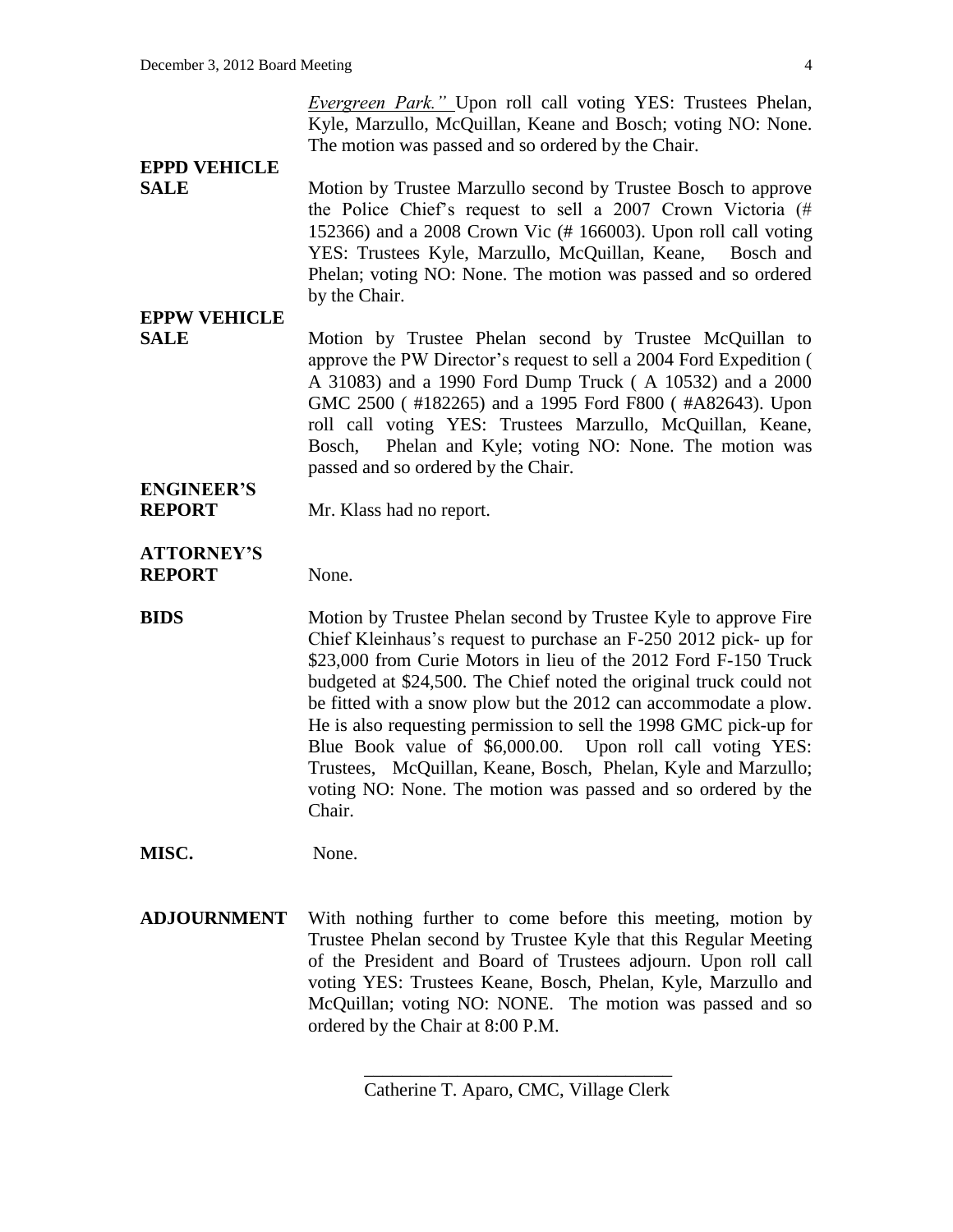*Evergreen Park."* Upon roll call voting YES: Trustees Phelan, Kyle, Marzullo, McQuillan, Keane and Bosch; voting NO: None. The motion was passed and so ordered by the Chair.

**EPPD VEHICLE SALE**

Motion by Trustee Marzullo second by Trustee Bosch to approve the Police Chief's request to sell a 2007 Crown Victoria (# 152366) and a 2008 Crown Vic (# 166003). Upon roll call voting YES: Trustees Kyle, Marzullo, McQuillan, Keane, Bosch and Phelan; voting NO: None. The motion was passed and so ordered by the Chair.

**EPPW VEHICLE SALE**

Motion by Trustee Phelan second by Trustee McQuillan to approve the PW Director's request to sell a 2004 Ford Expedition ( A 31083) and a 1990 Ford Dump Truck ( A 10532) and a 2000 GMC 2500 ( #182265) and a 1995 Ford F800 ( #A82643). Upon roll call voting YES: Trustees Marzullo, McQuillan, Keane, Bosch, Phelan and Kyle; voting NO: None. The motion was passed and so ordered by the Chair.

**ENGINEER'S REPORT**

Mr. Klass had no report.

**ATTORNEY'S REPORT**

None.

**BIDS**

Motion by Trustee Phelan second by Trustee Kyle to approve Fire Chief Kleinhaus's request to purchase an F-250 2012 pick- up for $23,000 from Curie Motors in lieu of the 2012 Ford F-150 Truck budgeted at $24,500. The Chief noted the original truck could not be fitted with a snow plow but the 2012 can accommodate a plow. He is also requesting permission to sell the 1998 GMC pick-up for Blue Book value of $6,000.00. Upon roll call voting YES: Trustees, McQuillan, Keane, Bosch, Phelan, Kyle and Marzullo; voting NO: None. The motion was passed and so ordered by the Chair.

**MISC.**

None.

**ADJOURNMENT**

With nothing further to come before this meeting, motion by Trustee Phelan second by Trustee Kyle that this Regular Meeting of the President and Board of Trustees adjourn. Upon roll call voting YES: Trustees Keane, Bosch, Phelan, Kyle, Marzullo and McQuillan; voting NO: NONE. The motion was passed and so ordered by the Chair at 8:00 P.M.

\_\_\_\_\_\_\_\_\_\_\_\_\_\_\_\_\_\_\_\_\_\_\_\_\_\_\_\_\_\_\_\_\_\_

Catherine T. Aparo, CMC, Village Clerk